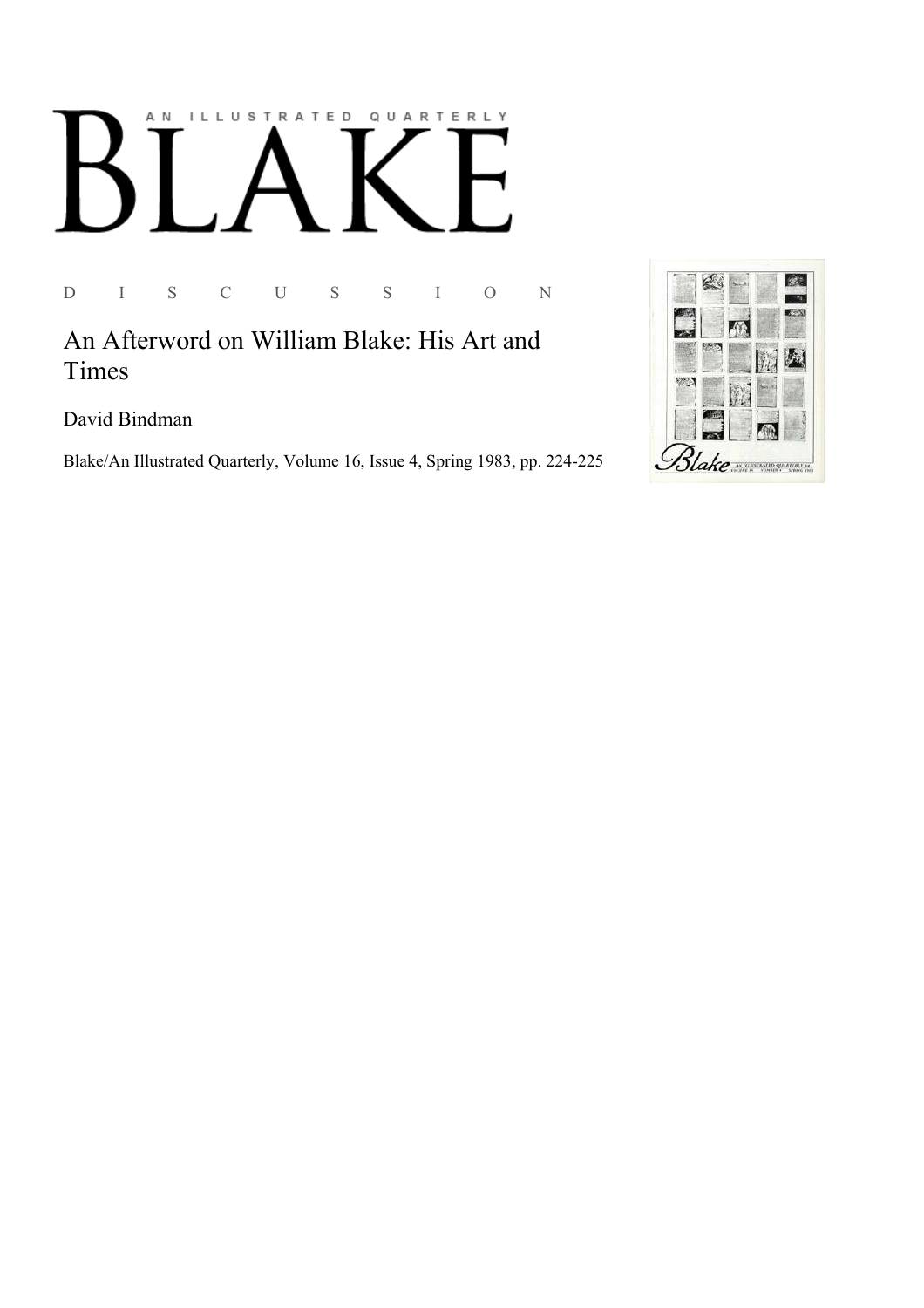AN ILLUSTRATED QUARTERLY

# BLAKE

D I S C U S S I O N

## An Afterword on William Blake: His Art and Times

David Bindman

Blake/An Illustrated Quarterly, Volume 16, Issue 4, Spring 1983, pp. 224-225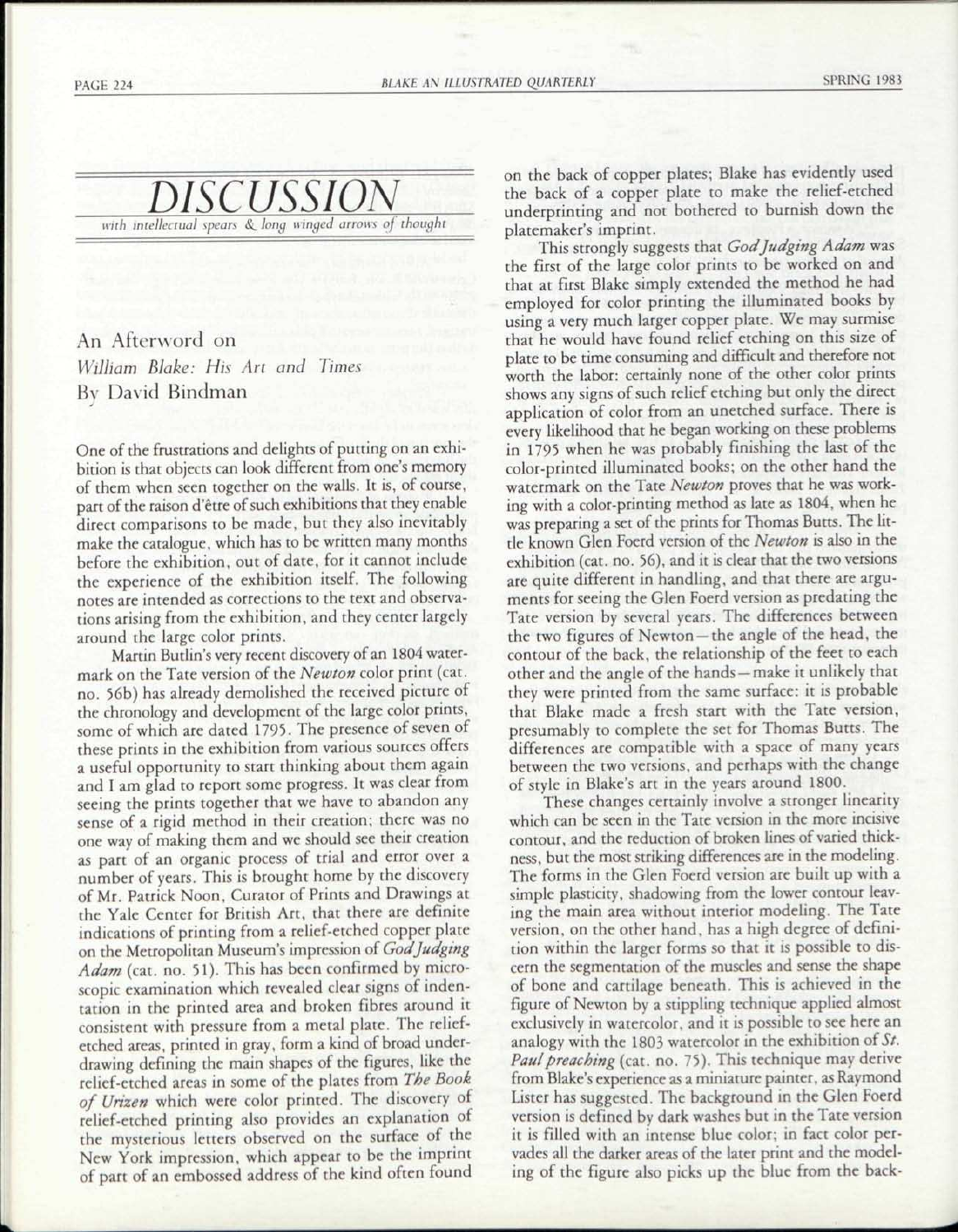# DISCUSSION

*with intellectual spears & long winged arrows of thought*

## An Afterword on *William Blake: His Art and Times*

### By David Bindman

One of the frustrations and delights of putting on an exhibition is that objects can look different from one's memory of them when seen together on the walls. It is, of course, part of the raison d'être of such exhibitions that they enable direct comparisons to be made, but they also inevitably make the catalogue, which has to be written many months before the exhibition, out of date, for it cannot include the experience of the exhibition itself. The following notes are intended as corrections to the text and observations arising from the exhibition, and they center largely around the large color prints.

Martin Butlin's very recent discovery of an 1804 watermark on the Tate version of the *Newton* color print (cat. no. 56b) has already demolished the received picture of the chronology and development of the large color prints, some of which are dated 1795. The presence of seven of these prints in the exhibition from various sources offers a useful opportunity to start thinking about them again and I am glad to report some progress. It was clear from seeing the prints together that we have to abandon any sense of a rigid method in their creation; there was no one way of making them and we should see their creation as part of an organic process of trial and error over a number of years. This is brought home by the discovery of Mr. Patrick Noon, Curator of Prints and Drawings at the Yale Center for British Art, that there are definite indications of printing from a relief-etched copper plate on the Metropolitan Museum's impression of *God Judging Adam* (cat. no. 51). This has been confirmed by microscopic examination which revealed clear signs of indentation in the printed area and broken fibres around it consistent with pressure from a metal plate. The relief-etched areas, printed in gray, form a kind of broad underdrawing defining the main shapes of the figures, like the relief-etched areas in some of the plates from *The Book of Urizen* which were color printed. The discovery of relief-etched printing also provides an explanation of the mysterious letters observed on the surface of the New York impression, which appear to be the imprint of part of an embossed address of the kind often found on the back of copper plates; Blake has evidently used the back of a copper plate to make the relief-etched underprinting and not bothered to burnish down the platemaker's imprint.

This strongly suggests that *God Judging Adam* was the first of the large color prints to be worked on and that at first Blake simply extended the method he had employed for color printing the illuminated books by using a very much larger copper plate. We may surmise that he would have found relief etching on this size of plate to be time consuming and difficult and therefore not worth the labor: certainly none of the other color prints shows any signs of such relief etching but only the direct application of color from an unetched surface. There is every likelihood that he began working on these problems in 1795 when he was probably finishing the last of the color-printed illuminated books; on the other hand the watermark on the Tate *Newton* proves that he was working with a color-printing method as late as 1804, when he was preparing a set of the prints for Thomas Butts. The little known Glen Foerd version of the *Newton* is also in the exhibition (cat. no. 56), and it is clear that the two versions are quite different in handling, and that there are arguments for seeing the Glen Foerd version as predating the Tate version by several years. The differences between the two figures of Newton—the angle of the head, the contour of the back, the relationship of the feet to each other and the angle of the hands—make it unlikely that they were printed from the same surface: it is probable that Blake made a fresh start with the Tate version, presumably to complete the set for Thomas Butts. The differences are compatible with a space of many years between the two versions, and perhaps with the change of style in Blake's art in the years around 1800.

These changes certainly involve a stronger linearity which can be seen in the Tate version in the more incisive contour, and the reduction of broken lines of varied thickness, but the most striking differences are in the modeling. The forms in the Glen Foerd version are built up with a simple plasticity, shadowing from the lower contour leaving the main area without interior modeling. The Tate version, on the other hand, has a high degree of definition within the larger forms so that it is possible to discern the segmentation of the muscles and sense the shape of bone and cartilage beneath. This is achieved in the figure of Newton by a stippling technique applied almost exclusively in watercolor, and it is possible to see here an analogy with the 1803 watercolor in the exhibition of *St. Paul preaching* (cat. no. 75). This technique may derive from Blake's experience as a miniature painter, as Raymond Lister has suggested. The background in the Glen Foerd version is defined by dark washes but in the Tate version it is filled with an intense blue color; in fact color pervades all the darker areas of the later print and the modeling of the figure also picks up the blue from the back-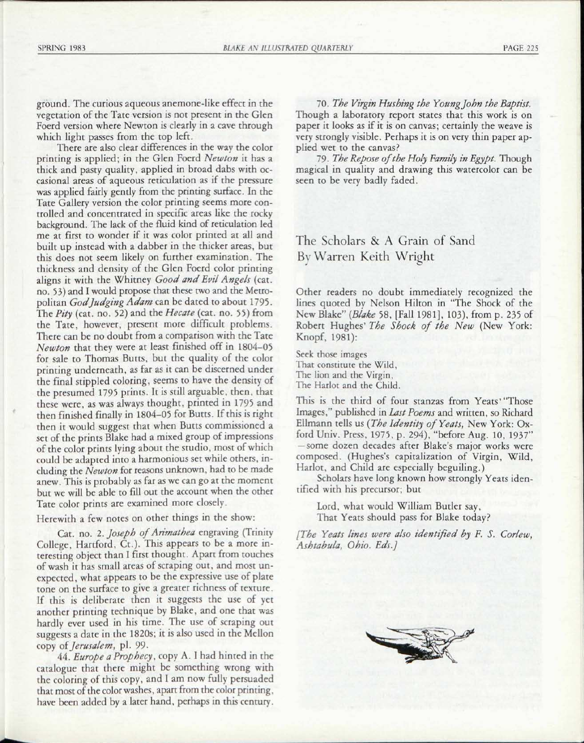ground. The curious aqueous anemone-like effect in the vegetation of the Tate version is not present in the Glen Foerd version where Newton is clearly in a cave through which light passes from the top left.

There are also clear differences in the way the color printing is applied; in the Glen Foerd *Newton* it has a thick and pasty quality, applied in broad dabs with occasional areas of aqueous reticulation as if the pressure was applied fairly gently from the printing surface. In the Tate Gallery version the color printing seems more controlled and concentrated in specific areas like the rocky background. The lack of the fluid kind of reticulation led me at first to wonder if it was color printed at all and built up instead with a dabber in the thicker areas, but this does not seem likely on further examination. The thickness and density of the Glen Foerd color printing aligns it with the Whitney *Good and Evil Angels* (cat. no. 53) and I would propose that these two and the Metropolitan *God Judging Adam* can be dated to about 1795. The *Pity* (cat. no. 52) and the *Hecate* (cat. no. 55) from the Tate, however, present more difficult problems. There can be no doubt from a comparison with the Tate *Newton* that they were at least finished off in 1804–05 for sale to Thomas Butts, but the quality of the color printing underneath, as far as it can be discerned under the final stippled coloring, seems to have the density of the presumed 1795 prints. It is still arguable, then, that these were, as was always thought, printed in 1795 and then finished finally in 1804–05 for Butts. If this is right then it would suggest that when Butts commissioned a set of the prints Blake had a mixed group of impressions of the color prints lying about the studio, most of which could be adapted into a harmonious set while others, including the *Newton* for reasons unknown, had to be made anew. This is probably as far as we can go at the moment but we will be able to fill out the account when the other Tate color prints are examined more closely.

Herewith a few notes on other things in the show:

Cat. no. 2. *Joseph of Arimathea* engraving (Trinity College, Hartford, Ct.). This appears to be a more interesting object than I first thought. Apart from touches of wash it has small areas of scraping out, and most unexpected, what appears to be the expressive use of plate tone on the surface to give a greater richness of texture. If this is deliberate then it suggests the use of yet another printing technique by Blake, and one that was hardly ever used in his time. The use of scraping out suggests a date in the 1820s; it is also used in the Mellon copy of *Jerusalem*, pl. 99.

44. *Europe a Prophecy*, copy A. I had hinted in the catalogue that there might be something wrong with the coloring of this copy, and I am now fully persuaded that most of the color washes, apart from the color printing, have been added by a later hand, perhaps in this century.

70. *The Virgin Hushing the Young John the Baptist.* Though a laboratory report states that this work is on paper it looks as if it is on canvas; certainly the weave is very strongly visible. Perhaps it is on very thin paper applied wet to the canvas?

79. *The Repose of the Holy Family in Egypt.* Though magical in quality and drawing this watercolor can be seen to be very badly faded.

## The Scholars & A Grain of Sand
### By Warren Keith Wright

Other readers no doubt immediately recognized the lines quoted by Nelson Hilton in "The Shock of the New Blake" (*Blake* 58, [Fall 1981], 103), from p. 235 of Robert Hughes' *The Shock of the New* (New York: Knopf, 1981):

Seek those images  
That constitute the Wild,  
The lion and the Virgin,  
The Harlot and the Child.

This is the third of four stanzas from Yeats' "Those Images," published in *Last Poems* and written, so Richard Ellmann tells us (*The Identity of Yeats*, New York: Oxford Univ. Press, 1975, p. 294), "before Aug. 10, 1937" —some dozen decades after Blake's major works were composed. (Hughes's capitalization of Virgin, Wild, Harlot, and Child are especially beguiling.)

Scholars have long known how strongly Yeats identified with his precursor; but

Lord, what would William Butler say,  
That Yeats should pass for Blake today?

*[The Yeats lines were also identified by F. S. Corlew, Ashtabula, Ohio. Eds.]*